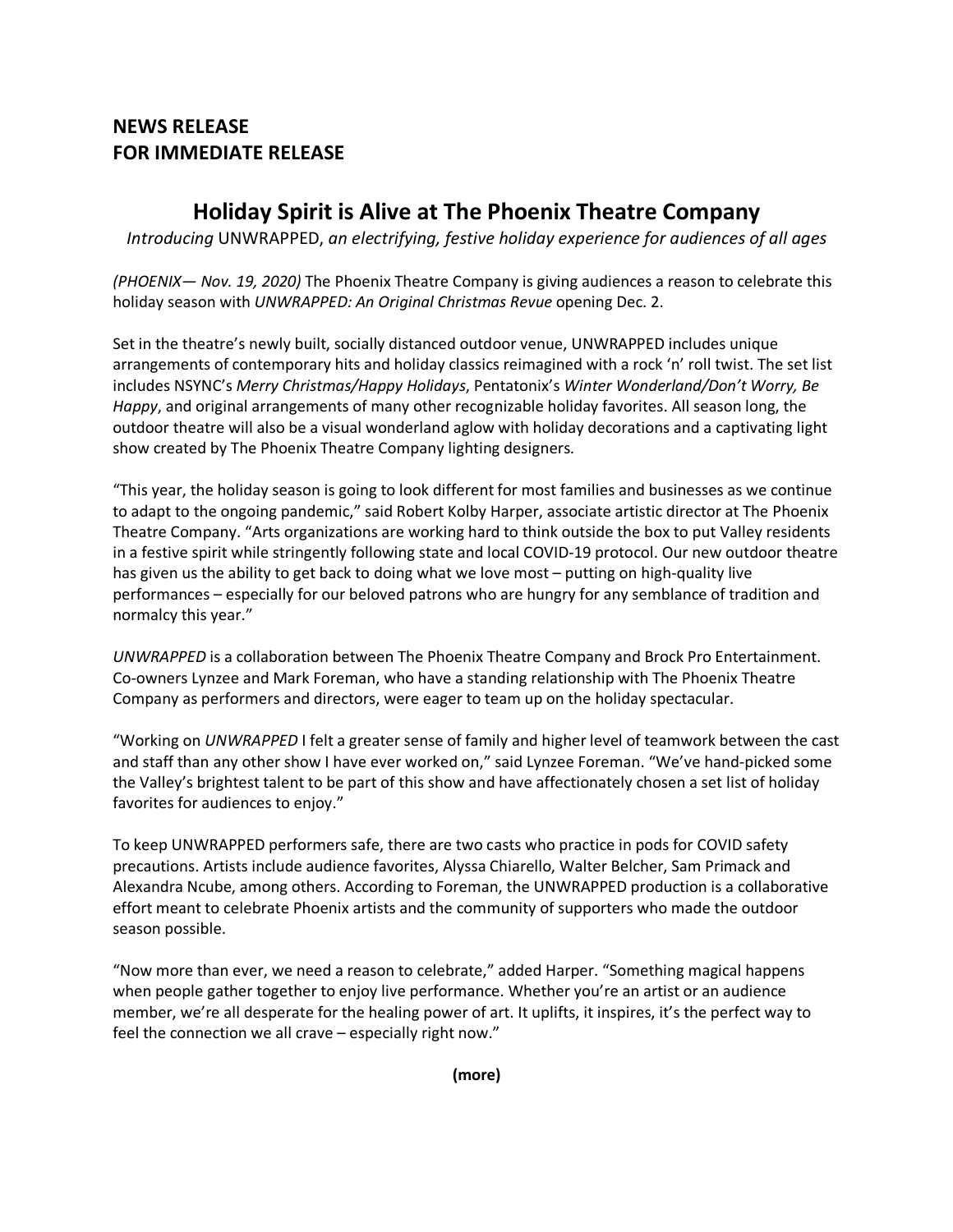**NEWS RELEASE**
**FOR IMMEDIATE RELEASE**

# Holiday Spirit is Alive at The Phoenix Theatre Company

*Introducing* UNWRAPPED, *an electrifying, festive holiday experience for audiences of all ages*

*(PHOENIX— Nov. 19, 2020)* The Phoenix Theatre Company is giving audiences a reason to celebrate this holiday season with *UNWRAPPED: An Original Christmas Revue* opening Dec. 2.

Set in the theatre's newly built, socially distanced outdoor venue, UNWRAPPED includes unique arrangements of contemporary hits and holiday classics reimagined with a rock 'n' roll twist. The set list includes NSYNC's *Merry Christmas/Happy Holidays*, Pentatonix's *Winter Wonderland/Don't Worry, Be Happy*, and original arrangements of many other recognizable holiday favorites. All season long, the outdoor theatre will also be a visual wonderland aglow with holiday decorations and a captivating light show created by The Phoenix Theatre Company lighting designers.

"This year, the holiday season is going to look different for most families and businesses as we continue to adapt to the ongoing pandemic," said Robert Kolby Harper, associate artistic director at The Phoenix Theatre Company. "Arts organizations are working hard to think outside the box to put Valley residents in a festive spirit while stringently following state and local COVID-19 protocol. Our new outdoor theatre has given us the ability to get back to doing what we love most – putting on high-quality live performances – especially for our beloved patrons who are hungry for any semblance of tradition and normalcy this year."

*UNWRAPPED* is a collaboration between The Phoenix Theatre Company and Brock Pro Entertainment. Co-owners Lynzee and Mark Foreman, who have a standing relationship with The Phoenix Theatre Company as performers and directors, were eager to team up on the holiday spectacular.

"Working on *UNWRAPPED* I felt a greater sense of family and higher level of teamwork between the cast and staff than any other show I have ever worked on," said Lynzee Foreman. "We've hand-picked some the Valley's brightest talent to be part of this show and have affectionately chosen a set list of holiday favorites for audiences to enjoy."

To keep UNWRAPPED performers safe, there are two casts who practice in pods for COVID safety precautions. Artists include audience favorites, Alyssa Chiarello, Walter Belcher, Sam Primack and Alexandra Ncube, among others. According to Foreman, the UNWRAPPED production is a collaborative effort meant to celebrate Phoenix artists and the community of supporters who made the outdoor season possible.

"Now more than ever, we need a reason to celebrate," added Harper. "Something magical happens when people gather together to enjoy live performance. Whether you're an artist or an audience member, we're all desperate for the healing power of art. It uplifts, it inspires, it's the perfect way to feel the connection we all crave – especially right now."

**(more)**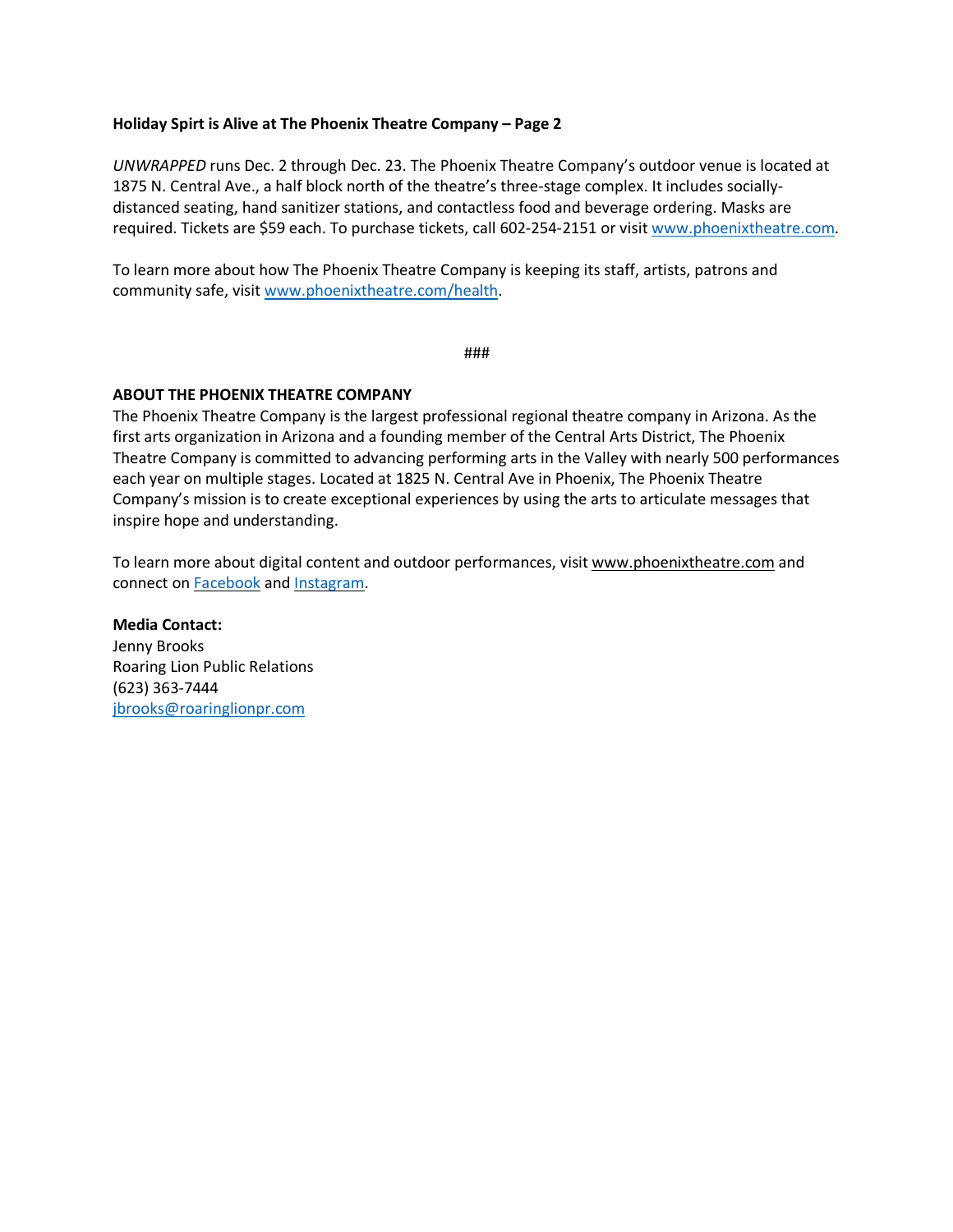*UNWRAPPED* runs Dec. 2 through Dec. 23. The Phoenix Theatre Company's outdoor venue is located at 1875 N. Central Ave., a half block north of the theatre's three-stage complex. It includes socially-distanced seating, hand sanitizer stations, and contactless food and beverage ordering. Masks are required. Tickets are $59 each. To purchase tickets, call 602-254-2151 or visit www.phoenixtheatre.com.

To learn more about how The Phoenix Theatre Company is keeping its staff, artists, patrons and community safe, visit www.phoenixtheatre.com/health.

###

**ABOUT THE PHOENIX THEATRE COMPANY**

The Phoenix Theatre Company is the largest professional regional theatre company in Arizona. As the first arts organization in Arizona and a founding member of the Central Arts District, The Phoenix Theatre Company is committed to advancing performing arts in the Valley with nearly 500 performances each year on multiple stages. Located at 1825 N. Central Ave in Phoenix, The Phoenix Theatre Company's mission is to create exceptional experiences by using the arts to articulate messages that inspire hope and understanding.

To learn more about digital content and outdoor performances, visit www.phoenixtheatre.com and connect on Facebook and Instagram.

**Media Contact:**
Jenny Brooks
Roaring Lion Public Relations
(623) 363-7444
jbrooks@roaringlionpr.com